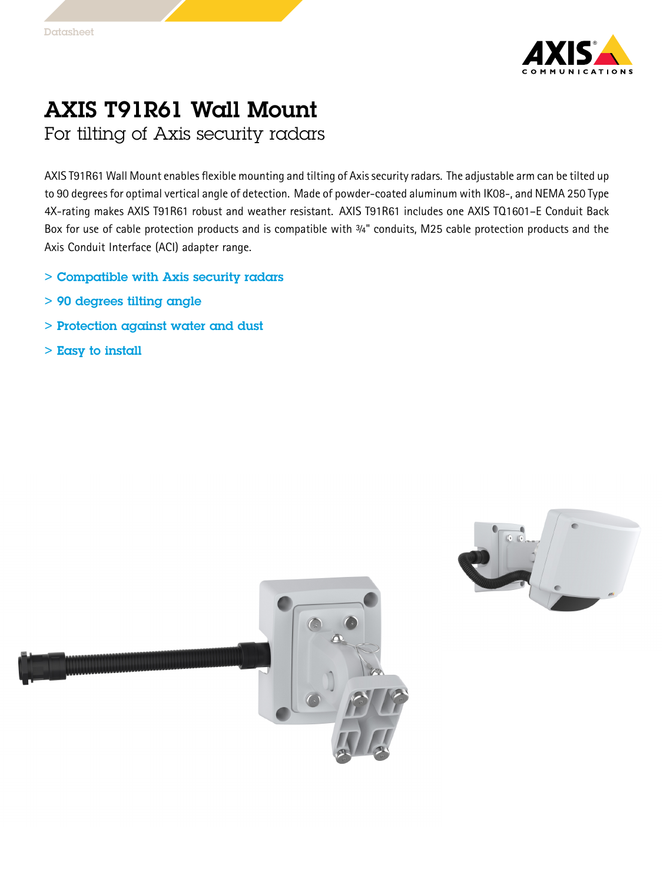Datasheet

# AXIS T91R61 Wall Mount

## For tilting of Axis security radars

AXIS T91R61 Wall Mount enables flexible mounting and tilting of Axis security radars. The adjustable arm can be tilted up to 90 degrees for optimal vertical angle of detection. Made of powder-coated aluminum with IK08-, and NEMA 250 Type 4X-rating makes AXIS T91R61 robust and weather resistant. AXIS T91R61 includes one AXIS TQ1601–E Conduit Back Box for use of cable protection products and is compatible with 3⁄4" conduits, M25 cable protection products and the Axis Conduit Interface (ACI) adapter range.

- **Compatible with Axis security radars**
- **90 degrees tilting angle**
- **Protection against water and dust**
- **Easy to install**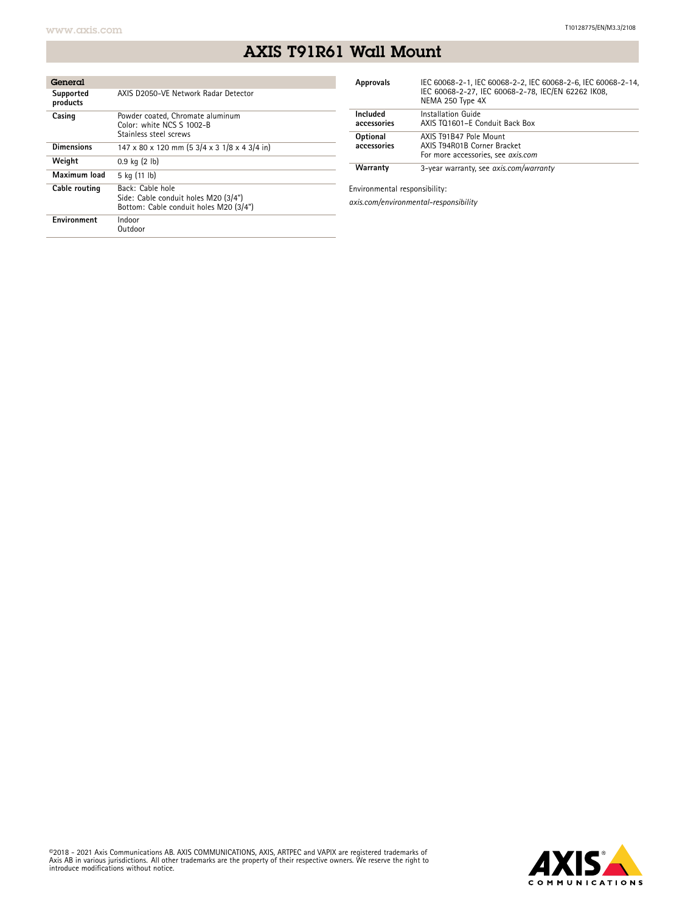# AXIS T91R61 Wall Mount

## General

| | |
|---|---|
| **Supported products** | AXIS D2050-VE Network Radar Detector |
| **Casing** | Powder coated, Chromate aluminum<br>Color: white NCS S 1002-B<br>Stainless steel screws |
| **Dimensions** | 147 x 80 x 120 mm (5 3/4 x 3 1/8 x 4 3/4 in) |
| **Weight** | 0.9 kg (2 lb) |
| **Maximum load** | 5 kg (11 lb) |
| **Cable routing** | Back: Cable hole<br>Side: Cable conduit holes M20 (3/4")<br>Bottom: Cable conduit holes M20 (3/4") |
| **Environment** | Indoor<br>Outdoor |
| **Approvals** | IEC 60068-2-1, IEC 60068-2-2, IEC 60068-2-6, IEC 60068-2-14, IEC 60068-2-27, IEC 60068-2-78, IEC/EN 62262 IK08, NEMA 250 Type 4X |
| **Included accessories** | Installation Guide<br>AXIS TQ1601-E Conduit Back Box |
| **Optional accessories** | AXIS T91B47 Pole Mount<br>AXIS T94R01B Corner Bracket<br>For more accessories, see *axis.com* |
| **Warranty** | 3-year warranty, see *axis.com/warranty* |

Environmental responsibility:

*axis.com/environmental-responsibility*

©2018 - 2021 Axis Communications AB. AXIS COMMUNICATIONS, AXIS, ARTPEC and VAPIX are registered trademarks of Axis AB in various jurisdictions. All other trademarks are the property of their respective owners. We reserve the right to introduce modifications without notice.